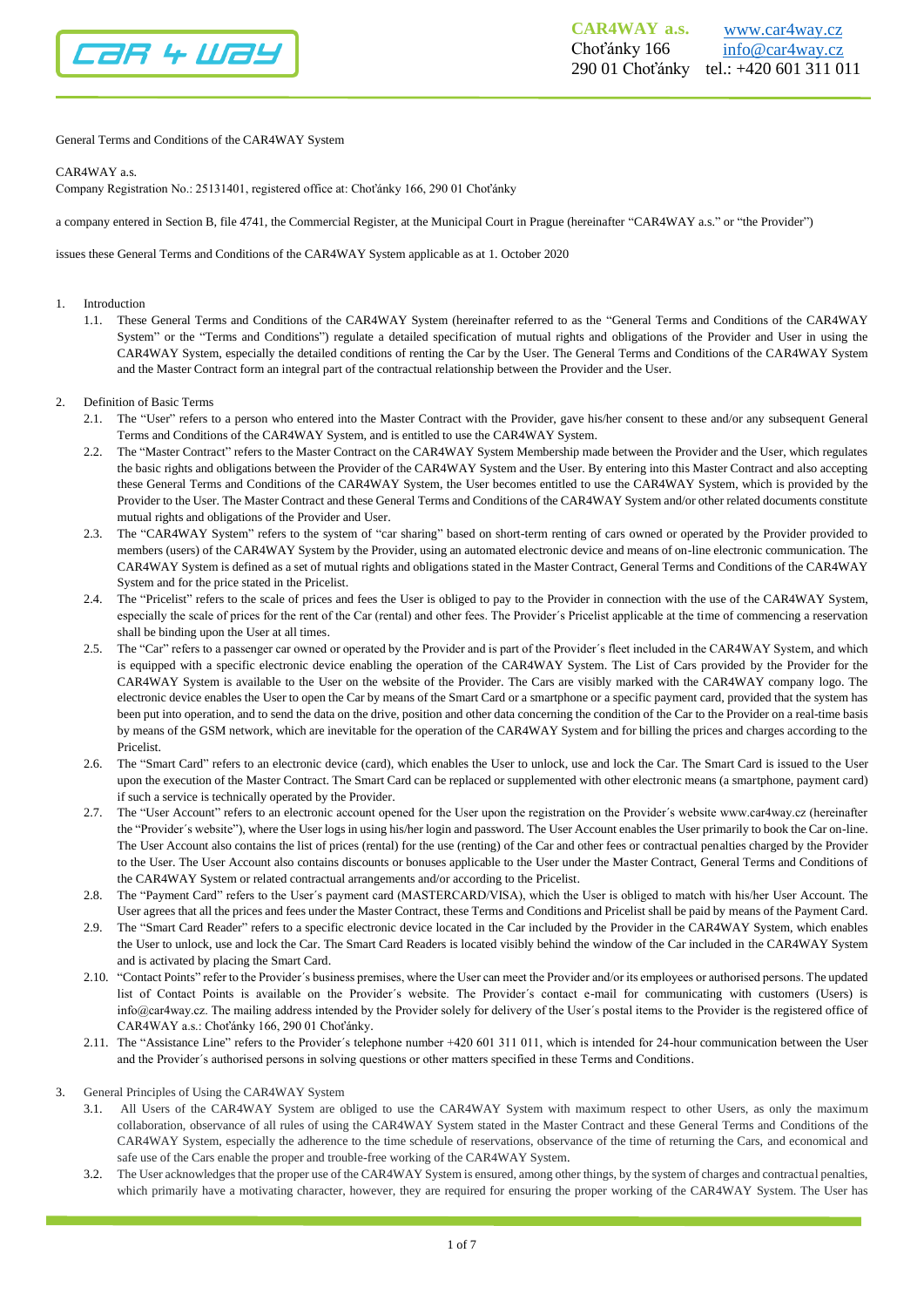General Terms and Conditions of the CAR4WAY System

CAR4WAY a.s.
Company Registration No.: 25131401, registered office at: Choťánky 166, 290 01 Choťánky

a company entered in Section B, file 4741, the Commercial Register, at the Municipal Court in Prague (hereinafter “CAR4WAY a.s.” or “the Provider”)

issues these General Terms and Conditions of the CAR4WAY System applicable as at 1. October 2020

1. Introduction
   1.1. These General Terms and Conditions of the CAR4WAY System (hereinafter referred to as the “General Terms and Conditions of the CAR4WAY System” or the “Terms and Conditions”) regulate a detailed specification of mutual rights and obligations of the Provider and User in using the CAR4WAY System, especially the detailed conditions of renting the Car by the User. The General Terms and Conditions of the CAR4WAY System and the Master Contract form an integral part of the contractual relationship between the Provider and the User.

2. Definition of Basic Terms
   2.1. The “User” refers to a person who entered into the Master Contract with the Provider, gave his/her consent to these and/or any subsequent General Terms and Conditions of the CAR4WAY System, and is entitled to use the CAR4WAY System.
   2.2. The “Master Contract” refers to the Master Contract on the CAR4WAY System Membership made between the Provider and the User, which regulates the basic rights and obligations between the Provider of the CAR4WAY System and the User. By entering into this Master Contract and also accepting these General Terms and Conditions of the CAR4WAY System, the User becomes entitled to use the CAR4WAY System, which is provided by the Provider to the User. The Master Contract and these General Terms and Conditions of the CAR4WAY System and/or other related documents constitute mutual rights and obligations of the Provider and User.
   2.3. The “CAR4WAY System” refers to the system of “car sharing” based on short-term renting of cars owned or operated by the Provider provided to members (users) of the CAR4WAY System by the Provider, using an automated electronic device and means of on-line electronic communication. The CAR4WAY System is defined as a set of mutual rights and obligations stated in the Master Contract, General Terms and Conditions of the CAR4WAY System and for the price stated in the Pricelist.
   2.4. The “Pricelist” refers to the scale of prices and fees the User is obliged to pay to the Provider in connection with the use of the CAR4WAY System, especially the scale of prices for the rent of the Car (rental) and other fees. The Provider´s Pricelist applicable at the time of commencing a reservation shall be binding upon the User at all times.
   2.5. The “Car” refers to a passenger car owned or operated by the Provider and is part of the Provider´s fleet included in the CAR4WAY System, and which is equipped with a specific electronic device enabling the operation of the CAR4WAY System. The List of Cars provided by the Provider for the CAR4WAY System is available to the User on the website of the Provider. The Cars are visibly marked with the CAR4WAY company logo. The electronic device enables the User to open the Car by means of the Smart Card or a smartphone or a specific payment card, provided that the system has been put into operation, and to send the data on the drive, position and other data concerning the condition of the Car to the Provider on a real-time basis by means of the GSM network, which are inevitable for the operation of the CAR4WAY System and for billing the prices and charges according to the Pricelist.
   2.6. The “Smart Card” refers to an electronic device (card), which enables the User to unlock, use and lock the Car. The Smart Card is issued to the User upon the execution of the Master Contract. The Smart Card can be replaced or supplemented with other electronic means (a smartphone, payment card) if such a service is technically operated by the Provider.
   2.7. The “User Account” refers to an electronic account opened for the User upon the registration on the Provider´s website www.car4way.cz (hereinafter the “Provider´s website”), where the User logs in using his/her login and password. The User Account enables the User primarily to book the Car on-line. The User Account also contains the list of prices (rental) for the use (renting) of the Car and other fees or contractual penalties charged by the Provider to the User. The User Account also contains discounts or bonuses applicable to the User under the Master Contract, General Terms and Conditions of the CAR4WAY System or related contractual arrangements and/or according to the Pricelist.
   2.8. The “Payment Card” refers to the User´s payment card (MASTERCARD/VISA), which the User is obliged to match with his/her User Account. The User agrees that all the prices and fees under the Master Contract, these Terms and Conditions and Pricelist shall be paid by means of the Payment Card.
   2.9. The “Smart Card Reader” refers to a specific electronic device located in the Car included by the Provider in the CAR4WAY System, which enables the User to unlock, use and lock the Car. The Smart Card Readers is located visibly behind the window of the Car included in the CAR4WAY System and is activated by placing the Smart Card.
   2.10. “Contact Points” refer to the Provider´s business premises, where the User can meet the Provider and/or its employees or authorised persons. The updated list of Contact Points is available on the Provider´s website. The Provider´s contact e-mail for communicating with customers (Users) is info@car4way.cz. The mailing address intended by the Provider solely for delivery of the User´s postal items to the Provider is the registered office of CAR4WAY a.s.: Choťánky 166, 290 01 Choťánky.
   2.11. The “Assistance Line” refers to the Provider´s telephone number +420 601 311 011, which is intended for 24-hour communication between the User and the Provider´s authorised persons in solving questions or other matters specified in these Terms and Conditions.

3. General Principles of Using the CAR4WAY System
   3.1. All Users of the CAR4WAY System are obliged to use the CAR4WAY System with maximum respect to other Users, as only the maximum collaboration, observance of all rules of using the CAR4WAY System stated in the Master Contract and these General Terms and Conditions of the CAR4WAY System, especially the adherence to the time schedule of reservations, observance of the time of returning the Cars, and economical and safe use of the Cars enable the proper and trouble-free working of the CAR4WAY System.
   3.2. The User acknowledges that the proper use of the CAR4WAY System is ensured, among other things, by the system of charges and contractual penalties, which primarily have a motivating character, however, they are required for ensuring the proper working of the CAR4WAY System. The User has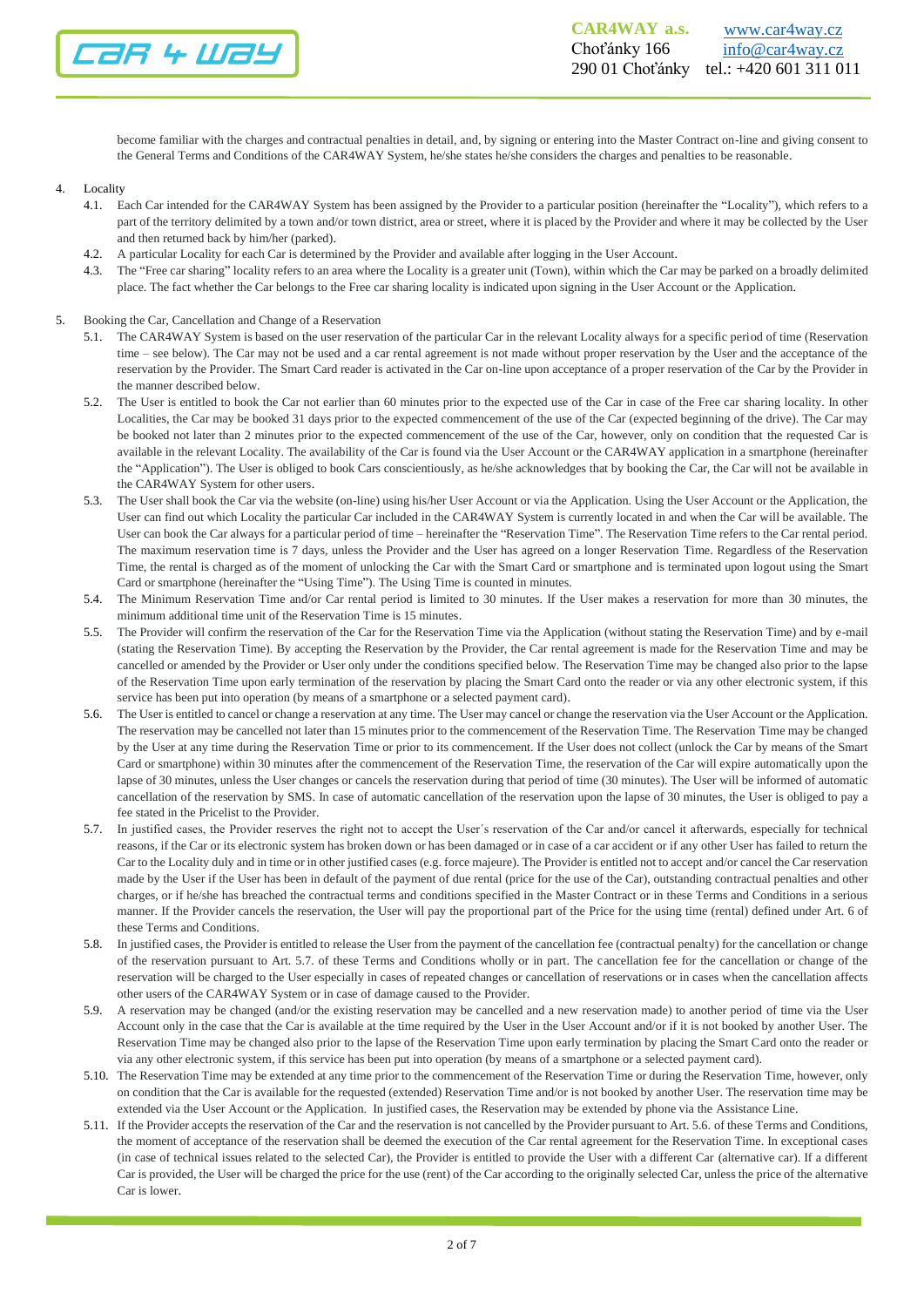become familiar with the charges and contractual penalties in detail, and, by signing or entering into the Master Contract on-line and giving consent to the General Terms and Conditions of the CAR4WAY System, he/she states he/she considers the charges and penalties to be reasonable.

4. Locality

4.1. Each Car intended for the CAR4WAY System has been assigned by the Provider to a particular position (hereinafter the "Locality"), which refers to a part of the territory delimited by a town and/or town district, area or street, where it is placed by the Provider and where it may be collected by the User and then returned back by him/her (parked).

4.2. A particular Locality for each Car is determined by the Provider and available after logging in the User Account.

4.3. The "Free car sharing" locality refers to an area where the Locality is a greater unit (Town), within which the Car may be parked on a broadly delimited place. The fact whether the Car belongs to the Free car sharing locality is indicated upon signing in the User Account or the Application.

5. Booking the Car, Cancellation and Change of a Reservation

5.1. The CAR4WAY System is based on the user reservation of the particular Car in the relevant Locality always for a specific period of time (Reservation time – see below). The Car may not be used and a car rental agreement is not made without proper reservation by the User and the acceptance of the reservation by the Provider. The Smart Card reader is activated in the Car on-line upon acceptance of a proper reservation of the Car by the Provider in the manner described below.

5.2. The User is entitled to book the Car not earlier than 60 minutes prior to the expected use of the Car in case of the Free car sharing locality. In other Localities, the Car may be booked 31 days prior to the expected commencement of the use of the Car (expected beginning of the drive). The Car may be booked not later than 2 minutes prior to the expected commencement of the use of the Car, however, only on condition that the requested Car is available in the relevant Locality. The availability of the Car is found via the User Account or the CAR4WAY application in a smartphone (hereinafter the "Application"). The User is obliged to book Cars conscientiously, as he/she acknowledges that by booking the Car, the Car will not be available in the CAR4WAY System for other users.

5.3. The User shall book the Car via the website (on-line) using his/her User Account or via the Application. Using the User Account or the Application, the User can find out which Locality the particular Car included in the CAR4WAY System is currently located in and when the Car will be available. The User can book the Car always for a particular period of time – hereinafter the "Reservation Time". The Reservation Time refers to the Car rental period. The maximum reservation time is 7 days, unless the Provider and the User has agreed on a longer Reservation Time. Regardless of the Reservation Time, the rental is charged as of the moment of unlocking the Car with the Smart Card or smartphone and is terminated upon logout using the Smart Card or smartphone (hereinafter the "Using Time"). The Using Time is counted in minutes.

5.4. The Minimum Reservation Time and/or Car rental period is limited to 30 minutes. If the User makes a reservation for more than 30 minutes, the minimum additional time unit of the Reservation Time is 15 minutes.

5.5. The Provider will confirm the reservation of the Car for the Reservation Time via the Application (without stating the Reservation Time) and by e-mail (stating the Reservation Time). By accepting the Reservation by the Provider, the Car rental agreement is made for the Reservation Time and may be cancelled or amended by the Provider or User only under the conditions specified below. The Reservation Time may be changed also prior to the lapse of the Reservation Time upon early termination of the reservation by placing the Smart Card onto the reader or via any other electronic system, if this service has been put into operation (by means of a smartphone or a selected payment card).

5.6. The User is entitled to cancel or change a reservation at any time. The User may cancel or change the reservation via the User Account or the Application. The reservation may be cancelled not later than 15 minutes prior to the commencement of the Reservation Time. The Reservation Time may be changed by the User at any time during the Reservation Time or prior to its commencement. If the User does not collect (unlock the Car by means of the Smart Card or smartphone) within 30 minutes after the commencement of the Reservation Time, the reservation of the Car will expire automatically upon the lapse of 30 minutes, unless the User changes or cancels the reservation during that period of time (30 minutes). The User will be informed of automatic cancellation of the reservation by SMS. In case of automatic cancellation of the reservation upon the lapse of 30 minutes, the User is obliged to pay a fee stated in the Pricelist to the Provider.

5.7. In justified cases, the Provider reserves the right not to accept the User´s reservation of the Car and/or cancel it afterwards, especially for technical reasons, if the Car or its electronic system has broken down or has been damaged or in case of a car accident or if any other User has failed to return the Car to the Locality duly and in time or in other justified cases (e.g. force majeure). The Provider is entitled not to accept and/or cancel the Car reservation made by the User if the User has been in default of the payment of due rental (price for the use of the Car), outstanding contractual penalties and other charges, or if he/she has breached the contractual terms and conditions specified in the Master Contract or in these Terms and Conditions in a serious manner. If the Provider cancels the reservation, the User will pay the proportional part of the Price for the using time (rental) defined under Art. 6 of these Terms and Conditions.

5.8. In justified cases, the Provider is entitled to release the User from the payment of the cancellation fee (contractual penalty) for the cancellation or change of the reservation pursuant to Art. 5.7. of these Terms and Conditions wholly or in part. The cancellation fee for the cancellation or change of the reservation will be charged to the User especially in cases of repeated changes or cancellation of reservations or in cases when the cancellation affects other users of the CAR4WAY System or in case of damage caused to the Provider.

5.9. A reservation may be changed (and/or the existing reservation may be cancelled and a new reservation made) to another period of time via the User Account only in the case that the Car is available at the time required by the User in the User Account and/or if it is not booked by another User. The Reservation Time may be changed also prior to the lapse of the Reservation Time upon early termination by placing the Smart Card onto the reader or via any other electronic system, if this service has been put into operation (by means of a smartphone or a selected payment card).

5.10. The Reservation Time may be extended at any time prior to the commencement of the Reservation Time or during the Reservation Time, however, only on condition that the Car is available for the requested (extended) Reservation Time and/or is not booked by another User. The reservation time may be extended via the User Account or the Application. In justified cases, the Reservation may be extended by phone via the Assistance Line.

5.11. If the Provider accepts the reservation of the Car and the reservation is not cancelled by the Provider pursuant to Art. 5.6. of these Terms and Conditions, the moment of acceptance of the reservation shall be deemed the execution of the Car rental agreement for the Reservation Time. In exceptional cases (in case of technical issues related to the selected Car), the Provider is entitled to provide the User with a different Car (alternative car). If a different Car is provided, the User will be charged the price for the use (rent) of the Car according to the originally selected Car, unless the price of the alternative Car is lower.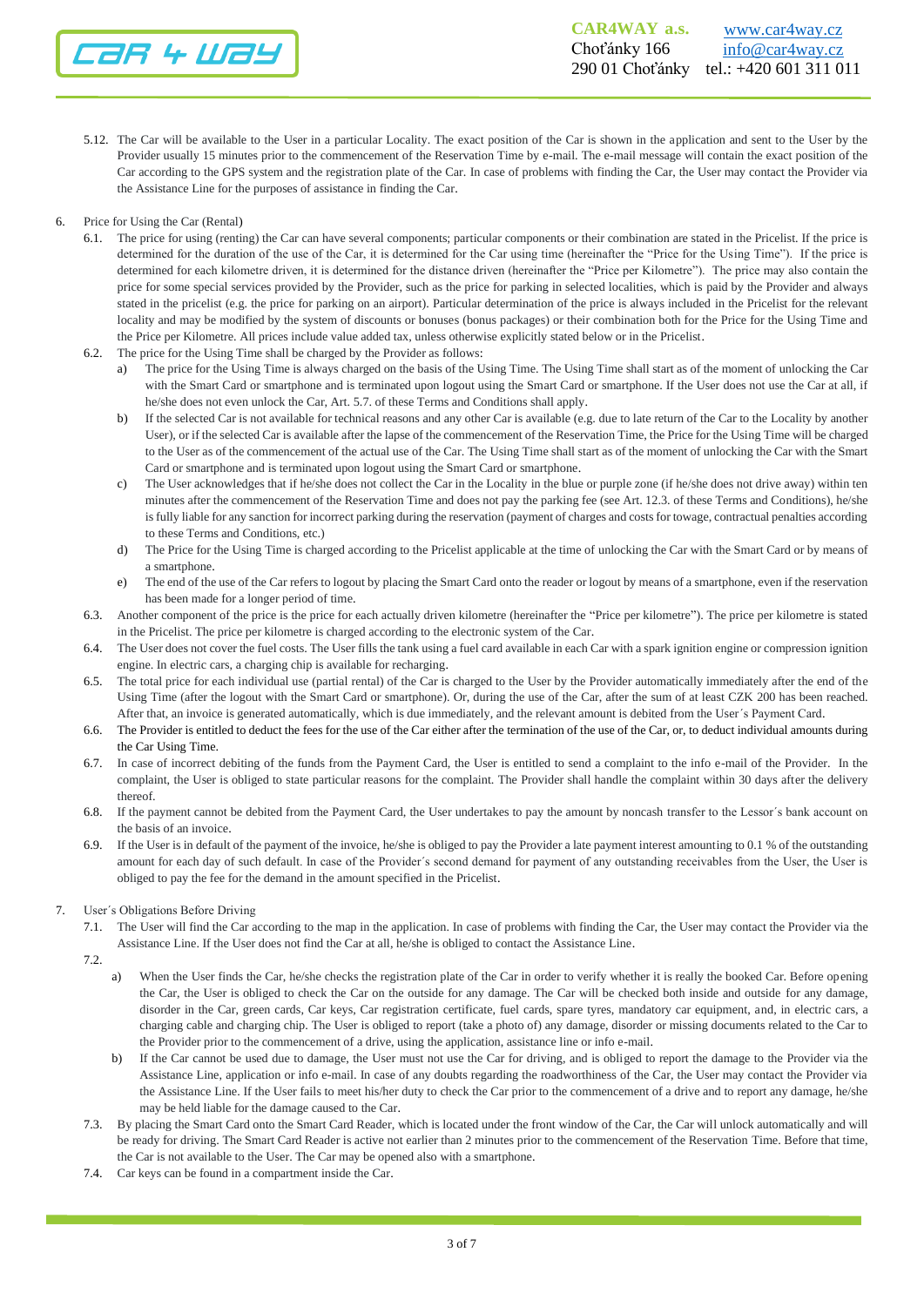5.12. The Car will be available to the User in a particular Locality. The exact position of the Car is shown in the application and sent to the User by the Provider usually 15 minutes prior to the commencement of the Reservation Time by e-mail. The e-mail message will contain the exact position of the Car according to the GPS system and the registration plate of the Car. In case of problems with finding the Car, the User may contact the Provider via the Assistance Line for the purposes of assistance in finding the Car.

6. Price for Using the Car (Rental)

6.1. The price for using (renting) the Car can have several components; particular components or their combination are stated in the Pricelist. If the price is determined for the duration of the use of the Car, it is determined for the Car using time (hereinafter the "Price for the Using Time"). If the price is determined for each kilometre driven, it is determined for the distance driven (hereinafter the "Price per Kilometre"). The price may also contain the price for some special services provided by the Provider, such as the price for parking in selected localities, which is paid by the Provider and always stated in the pricelist (e.g. the price for parking on an airport). Particular determination of the price is always included in the Pricelist for the relevant locality and may be modified by the system of discounts or bonuses (bonus packages) or their combination both for the Price for the Using Time and the Price per Kilometre. All prices include value added tax, unless otherwise explicitly stated below or in the Pricelist.

6.2. The price for the Using Time shall be charged by the Provider as follows:

a) The price for the Using Time is always charged on the basis of the Using Time. The Using Time shall start as of the moment of unlocking the Car with the Smart Card or smartphone and is terminated upon logout using the Smart Card or smartphone. If the User does not use the Car at all, if he/she does not even unlock the Car, Art. 5.7. of these Terms and Conditions shall apply.

b) If the selected Car is not available for technical reasons and any other Car is available (e.g. due to late return of the Car to the Locality by another User), or if the selected Car is available after the lapse of the commencement of the Reservation Time, the Price for the Using Time will be charged to the User as of the commencement of the actual use of the Car. The Using Time shall start as of the moment of unlocking the Car with the Smart Card or smartphone and is terminated upon logout using the Smart Card or smartphone.

c) The User acknowledges that if he/she does not collect the Car in the Locality in the blue or purple zone (if he/she does not drive away) within ten minutes after the commencement of the Reservation Time and does not pay the parking fee (see Art. 12.3. of these Terms and Conditions), he/she is fully liable for any sanction for incorrect parking during the reservation (payment of charges and costs for towage, contractual penalties according to these Terms and Conditions, etc.)

d) The Price for the Using Time is charged according to the Pricelist applicable at the time of unlocking the Car with the Smart Card or by means of a smartphone.

e) The end of the use of the Car refers to logout by placing the Smart Card onto the reader or logout by means of a smartphone, even if the reservation has been made for a longer period of time.

6.3. Another component of the price is the price for each actually driven kilometre (hereinafter the "Price per kilometre"). The price per kilometre is stated in the Pricelist. The price per kilometre is charged according to the electronic system of the Car.

6.4. The User does not cover the fuel costs. The User fills the tank using a fuel card available in each Car with a spark ignition engine or compression ignition engine. In electric cars, a charging chip is available for recharging.

6.5. The total price for each individual use (partial rental) of the Car is charged to the User by the Provider automatically immediately after the end of the Using Time (after the logout with the Smart Card or smartphone). Or, during the use of the Car, after the sum of at least CZK 200 has been reached. After that, an invoice is generated automatically, which is due immediately, and the relevant amount is debited from the User´s Payment Card.

6.6. The Provider is entitled to deduct the fees for the use of the Car either after the termination of the use of the Car, or, to deduct individual amounts during the Car Using Time.

6.7. In case of incorrect debiting of the funds from the Payment Card, the User is entitled to send a complaint to the info e-mail of the Provider. In the complaint, the User is obliged to state particular reasons for the complaint. The Provider shall handle the complaint within 30 days after the delivery thereof.

6.8. If the payment cannot be debited from the Payment Card, the User undertakes to pay the amount by noncash transfer to the Lessor´s bank account on the basis of an invoice.

6.9. If the User is in default of the payment of the invoice, he/she is obliged to pay the Provider a late payment interest amounting to 0.1 % of the outstanding amount for each day of such default. In case of the Provider´s second demand for payment of any outstanding receivables from the User, the User is obliged to pay the fee for the demand in the amount specified in the Pricelist.

7. User´s Obligations Before Driving

7.1. The User will find the Car according to the map in the application. In case of problems with finding the Car, the User may contact the Provider via the Assistance Line. If the User does not find the Car at all, he/she is obliged to contact the Assistance Line.

7.2.

a) When the User finds the Car, he/she checks the registration plate of the Car in order to verify whether it is really the booked Car. Before opening the Car, the User is obliged to check the Car on the outside for any damage. The Car will be checked both inside and outside for any damage, disorder in the Car, green cards, Car keys, Car registration certificate, fuel cards, spare tyres, mandatory car equipment, and, in electric cars, a charging cable and charging chip. The User is obliged to report (take a photo of) any damage, disorder or missing documents related to the Car to the Provider prior to the commencement of a drive, using the application, assistance line or info e-mail.

b) If the Car cannot be used due to damage, the User must not use the Car for driving, and is obliged to report the damage to the Provider via the Assistance Line, application or info e-mail. In case of any doubts regarding the roadworthiness of the Car, the User may contact the Provider via the Assistance Line. If the User fails to meet his/her duty to check the Car prior to the commencement of a drive and to report any damage, he/she may be held liable for the damage caused to the Car.

7.3. By placing the Smart Card onto the Smart Card Reader, which is located under the front window of the Car, the Car will unlock automatically and will be ready for driving. The Smart Card Reader is active not earlier than 2 minutes prior to the commencement of the Reservation Time. Before that time, the Car is not available to the User. The Car may be opened also with a smartphone.

7.4. Car keys can be found in a compartment inside the Car.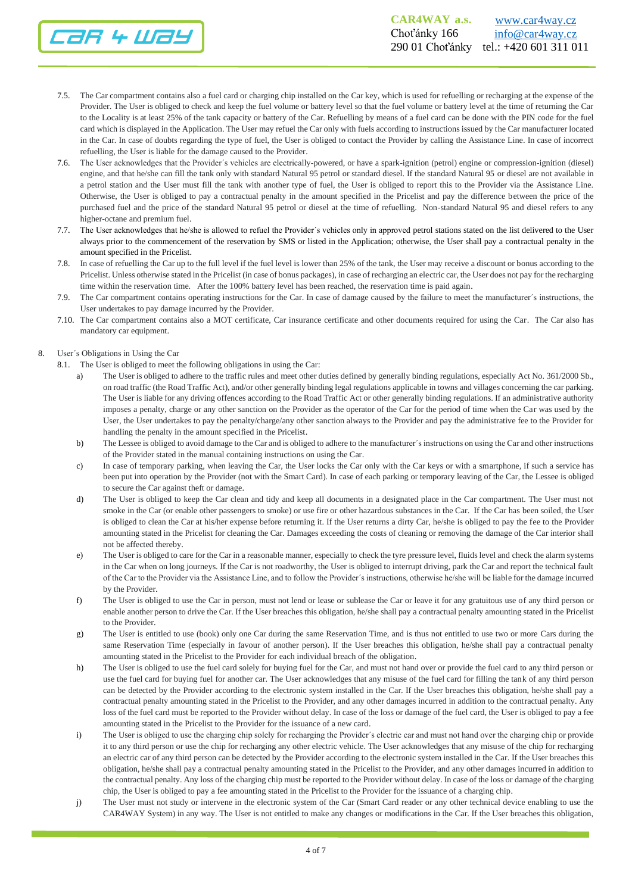7.5. The Car compartment contains also a fuel card or charging chip installed on the Car key, which is used for refuelling or recharging at the expense of the Provider. The User is obliged to check and keep the fuel volume or battery level so that the fuel volume or battery level at the time of returning the Car to the Locality is at least 25% of the tank capacity or battery of the Car. Refuelling by means of a fuel card can be done with the PIN code for the fuel card which is displayed in the Application. The User may refuel the Car only with fuels according to instructions issued by the Car manufacturer located in the Car. In case of doubts regarding the type of fuel, the User is obliged to contact the Provider by calling the Assistance Line. In case of incorrect refuelling, the User is liable for the damage caused to the Provider.

7.6. The User acknowledges that the Provider´s vehicles are electrically-powered, or have a spark-ignition (petrol) engine or compression-ignition (diesel) engine, and that he/she can fill the tank only with standard Natural 95 petrol or standard diesel. If the standard Natural 95 or diesel are not available in a petrol station and the User must fill the tank with another type of fuel, the User is obliged to report this to the Provider via the Assistance Line. Otherwise, the User is obliged to pay a contractual penalty in the amount specified in the Pricelist and pay the difference between the price of the purchased fuel and the price of the standard Natural 95 petrol or diesel at the time of refuelling. Non-standard Natural 95 and diesel refers to any higher-octane and premium fuel.

7.7. The User acknowledges that he/she is allowed to refuel the Provider´s vehicles only in approved petrol stations stated on the list delivered to the User always prior to the commencement of the reservation by SMS or listed in the Application; otherwise, the User shall pay a contractual penalty in the amount specified in the Pricelist.

7.8. In case of refuelling the Car up to the full level if the fuel level is lower than 25% of the tank, the User may receive a discount or bonus according to the Pricelist. Unless otherwise stated in the Pricelist (in case of bonus packages), in case of recharging an electric car, the User does not pay for the recharging time within the reservation time. After the 100% battery level has been reached, the reservation time is paid again.

7.9. The Car compartment contains operating instructions for the Car. In case of damage caused by the failure to meet the manufacturer´s instructions, the User undertakes to pay damage incurred by the Provider.

7.10. The Car compartment contains also a MOT certificate, Car insurance certificate and other documents required for using the Car. The Car also has mandatory car equipment.

8. User´s Obligations in Using the Car

8.1. The User is obliged to meet the following obligations in using the Car:

a) The User is obliged to adhere to the traffic rules and meet other duties defined by generally binding regulations, especially Act No. 361/2000 Sb., on road traffic (the Road Traffic Act), and/or other generally binding legal regulations applicable in towns and villages concerning the car parking. The User is liable for any driving offences according to the Road Traffic Act or other generally binding regulations. If an administrative authority imposes a penalty, charge or any other sanction on the Provider as the operator of the Car for the period of time when the Car was used by the User, the User undertakes to pay the penalty/charge/any other sanction always to the Provider and pay the administrative fee to the Provider for handling the penalty in the amount specified in the Pricelist.

b) The Lessee is obliged to avoid damage to the Car and is obliged to adhere to the manufacturer´s instructions on using the Car and other instructions of the Provider stated in the manual containing instructions on using the Car.

c) In case of temporary parking, when leaving the Car, the User locks the Car only with the Car keys or with a smartphone, if such a service has been put into operation by the Provider (not with the Smart Card). In case of each parking or temporary leaving of the Car, the Lessee is obliged to secure the Car against theft or damage.

d) The User is obliged to keep the Car clean and tidy and keep all documents in a designated place in the Car compartment. The User must not smoke in the Car (or enable other passengers to smoke) or use fire or other hazardous substances in the Car. If the Car has been soiled, the User is obliged to clean the Car at his/her expense before returning it. If the User returns a dirty Car, he/she is obliged to pay the fee to the Provider amounting stated in the Pricelist for cleaning the Car. Damages exceeding the costs of cleaning or removing the damage of the Car interior shall not be affected thereby.

e) The User is obliged to care for the Car in a reasonable manner, especially to check the tyre pressure level, fluids level and check the alarm systems in the Car when on long journeys. If the Car is not roadworthy, the User is obliged to interrupt driving, park the Car and report the technical fault of the Car to the Provider via the Assistance Line, and to follow the Provider´s instructions, otherwise he/she will be liable for the damage incurred by the Provider.

f) The User is obliged to use the Car in person, must not lend or lease or sublease the Car or leave it for any gratuitous use of any third person or enable another person to drive the Car. If the User breaches this obligation, he/she shall pay a contractual penalty amounting stated in the Pricelist to the Provider.

g) The User is entitled to use (book) only one Car during the same Reservation Time, and is thus not entitled to use two or more Cars during the same Reservation Time (especially in favour of another person). If the User breaches this obligation, he/she shall pay a contractual penalty amounting stated in the Pricelist to the Provider for each individual breach of the obligation.

h) The User is obliged to use the fuel card solely for buying fuel for the Car, and must not hand over or provide the fuel card to any third person or use the fuel card for buying fuel for another car. The User acknowledges that any misuse of the fuel card for filling the tank of any third person can be detected by the Provider according to the electronic system installed in the Car. If the User breaches this obligation, he/she shall pay a contractual penalty amounting stated in the Pricelist to the Provider, and any other damages incurred in addition to the contractual penalty. Any loss of the fuel card must be reported to the Provider without delay. In case of the loss or damage of the fuel card, the User is obliged to pay a fee amounting stated in the Pricelist to the Provider for the issuance of a new card.

i) The User is obliged to use the charging chip solely for recharging the Provider´s electric car and must not hand over the charging chip or provide it to any third person or use the chip for recharging any other electric vehicle. The User acknowledges that any misuse of the chip for recharging an electric car of any third person can be detected by the Provider according to the electronic system installed in the Car. If the User breaches this obligation, he/she shall pay a contractual penalty amounting stated in the Pricelist to the Provider, and any other damages incurred in addition to the contractual penalty. Any loss of the charging chip must be reported to the Provider without delay. In case of the loss or damage of the charging chip, the User is obliged to pay a fee amounting stated in the Pricelist to the Provider for the issuance of a charging chip.

j) The User must not study or intervene in the electronic system of the Car (Smart Card reader or any other technical device enabling to use the CAR4WAY System) in any way. The User is not entitled to make any changes or modifications in the Car. If the User breaches this obligation,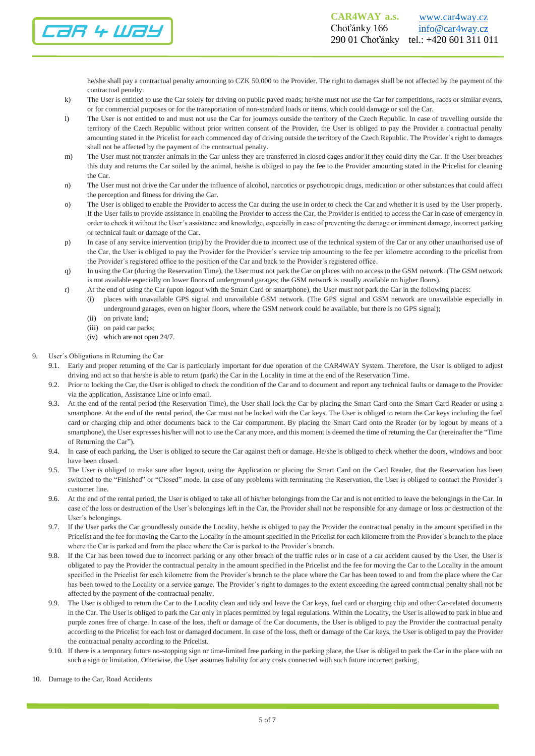he/she shall pay a contractual penalty amounting to CZK 50,000 to the Provider. The right to damages shall be not affected by the payment of the contractual penalty.

k) The User is entitled to use the Car solely for driving on public paved roads; he/she must not use the Car for competitions, races or similar events, or for commercial purposes or for the transportation of non-standard loads or items, which could damage or soil the Car.

l) The User is not entitled to and must not use the Car for journeys outside the territory of the Czech Republic. In case of travelling outside the territory of the Czech Republic without prior written consent of the Provider, the User is obliged to pay the Provider a contractual penalty amounting stated in the Pricelist for each commenced day of driving outside the territory of the Czech Republic. The Provider´s right to damages shall not be affected by the payment of the contractual penalty.

m) The User must not transfer animals in the Car unless they are transferred in closed cages and/or if they could dirty the Car. If the User breaches this duty and returns the Car soiled by the animal, he/she is obliged to pay the fee to the Provider amounting stated in the Pricelist for cleaning the Car.

n) The User must not drive the Car under the influence of alcohol, narcotics or psychotropic drugs, medication or other substances that could affect the perception and fitness for driving the Car.

o) The User is obliged to enable the Provider to access the Car during the use in order to check the Car and whether it is used by the User properly. If the User fails to provide assistance in enabling the Provider to access the Car, the Provider is entitled to access the Car in case of emergency in order to check it without the User´s assistance and knowledge, especially in case of preventing the damage or imminent damage, incorrect parking or technical fault or damage of the Car.

p) In case of any service intervention (trip) by the Provider due to incorrect use of the technical system of the Car or any other unauthorised use of the Car, the User is obliged to pay the Provider for the Provider´s service trip amounting to the fee per kilometre according to the pricelist from the Provider´s registered office to the position of the Car and back to the Provider´s registered office.

q) In using the Car (during the Reservation Time), the User must not park the Car on places with no access to the GSM network. (The GSM network is not available especially on lower floors of underground garages; the GSM network is usually available on higher floors).

r) At the end of using the Car (upon logout with the Smart Card or smartphone), the User must not park the Car in the following places:
   - (i) places with unavailable GPS signal and unavailable GSM network. (The GPS signal and GSM network are unavailable especially in underground garages, even on higher floors, where the GSM network could be available, but there is no GPS signal);
   - (ii) on private land;
   - (iii) on paid car parks;
   - (iv) which are not open 24/7.

9. User´s Obligations in Returning the Car

9.1. Early and proper returning of the Car is particularly important for due operation of the CAR4WAY System. Therefore, the User is obliged to adjust driving and act so that he/she is able to return (park) the Car in the Locality in time at the end of the Reservation Time.

9.2. Prior to locking the Car, the User is obliged to check the condition of the Car and to document and report any technical faults or damage to the Provider via the application, Assistance Line or info email.

9.3. At the end of the rental period (the Reservation Time), the User shall lock the Car by placing the Smart Card onto the Smart Card Reader or using a smartphone. At the end of the rental period, the Car must not be locked with the Car keys. The User is obliged to return the Car keys including the fuel card or charging chip and other documents back to the Car compartment. By placing the Smart Card onto the Reader (or by logout by means of a smartphone), the User expresses his/her will not to use the Car any more, and this moment is deemed the time of returning the Car (hereinafter the “Time of Returning the Car”).

9.4. In case of each parking, the User is obliged to secure the Car against theft or damage. He/she is obliged to check whether the doors, windows and boor have been closed.

9.5. The User is obliged to make sure after logout, using the Application or placing the Smart Card on the Card Reader, that the Reservation has been switched to the “Finished” or “Closed” mode. In case of any problems with terminating the Reservation, the User is obliged to contact the Provider´s customer line.

9.6. At the end of the rental period, the User is obliged to take all of his/her belongings from the Car and is not entitled to leave the belongings in the Car. In case of the loss or destruction of the User´s belongings left in the Car, the Provider shall not be responsible for any damage or loss or destruction of the User´s belongings.

9.7. If the User parks the Car groundlessly outside the Locality, he/she is obliged to pay the Provider the contractual penalty in the amount specified in the Pricelist and the fee for moving the Car to the Locality in the amount specified in the Pricelist for each kilometre from the Provider´s branch to the place where the Car is parked and from the place where the Car is parked to the Provider´s branch.

9.8. If the Car has been towed due to incorrect parking or any other breach of the traffic rules or in case of a car accident caused by the User, the User is obligated to pay the Provider the contractual penalty in the amount specified in the Pricelist and the fee for moving the Car to the Locality in the amount specified in the Pricelist for each kilometre from the Provider´s branch to the place where the Car has been towed to and from the place where the Car has been towed to the Locality or a service garage. The Provider´s right to damages to the extent exceeding the agreed contractual penalty shall not be affected by the payment of the contractual penalty.

9.9. The User is obliged to return the Car to the Locality clean and tidy and leave the Car keys, fuel card or charging chip and other Car-related documents in the Car. The User is obliged to park the Car only in places permitted by legal regulations. Within the Locality, the User is allowed to park in blue and purple zones free of charge. In case of the loss, theft or damage of the Car documents, the User is obliged to pay the Provider the contractual penalty according to the Pricelist for each lost or damaged document. In case of the loss, theft or damage of the Car keys, the User is obliged to pay the Provider the contractual penalty according to the Pricelist.

9.10. If there is a temporary future no-stopping sign or time-limited free parking in the parking place, the User is obliged to park the Car in the place with no such a sign or limitation. Otherwise, the User assumes liability for any costs connected with such future incorrect parking.

10. Damage to the Car, Road Accidents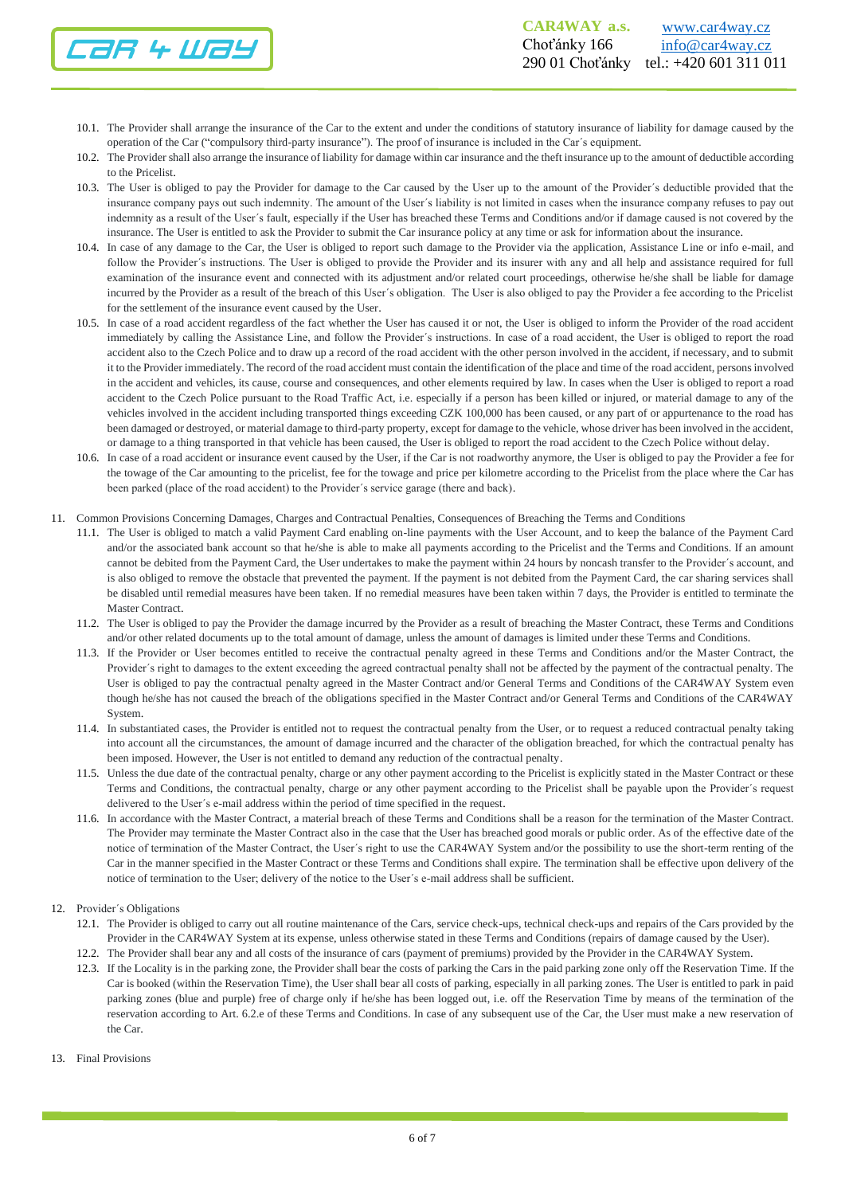10.1. The Provider shall arrange the insurance of the Car to the extent and under the conditions of statutory insurance of liability for damage caused by the operation of the Car ("compulsory third-party insurance"). The proof of insurance is included in the Car´s equipment.

10.2. The Provider shall also arrange the insurance of liability for damage within car insurance and the theft insurance up to the amount of deductible according to the Pricelist.

10.3. The User is obliged to pay the Provider for damage to the Car caused by the User up to the amount of the Provider´s deductible provided that the insurance company pays out such indemnity. The amount of the User´s liability is not limited in cases when the insurance company refuses to pay out indemnity as a result of the User´s fault, especially if the User has breached these Terms and Conditions and/or if damage caused is not covered by the insurance. The User is entitled to ask the Provider to submit the Car insurance policy at any time or ask for information about the insurance.

10.4. In case of any damage to the Car, the User is obliged to report such damage to the Provider via the application, Assistance Line or info e-mail, and follow the Provider´s instructions. The User is obliged to provide the Provider and its insurer with any and all help and assistance required for full examination of the insurance event and connected with its adjustment and/or related court proceedings, otherwise he/she shall be liable for damage incurred by the Provider as a result of the breach of this User´s obligation. The User is also obliged to pay the Provider a fee according to the Pricelist for the settlement of the insurance event caused by the User.

10.5. In case of a road accident regardless of the fact whether the User has caused it or not, the User is obliged to inform the Provider of the road accident immediately by calling the Assistance Line, and follow the Provider´s instructions. In case of a road accident, the User is obliged to report the road accident also to the Czech Police and to draw up a record of the road accident with the other person involved in the accident, if necessary, and to submit it to the Provider immediately. The record of the road accident must contain the identification of the place and time of the road accident, persons involved in the accident and vehicles, its cause, course and consequences, and other elements required by law. In cases when the User is obliged to report a road accident to the Czech Police pursuant to the Road Traffic Act, i.e. especially if a person has been killed or injured, or material damage to any of the vehicles involved in the accident including transported things exceeding CZK 100,000 has been caused, or any part of or appurtenance to the road has been damaged or destroyed, or material damage to third-party property, except for damage to the vehicle, whose driver has been involved in the accident, or damage to a thing transported in that vehicle has been caused, the User is obliged to report the road accident to the Czech Police without delay.

10.6. In case of a road accident or insurance event caused by the User, if the Car is not roadworthy anymore, the User is obliged to pay the Provider a fee for the towage of the Car amounting to the pricelist, fee for the towage and price per kilometre according to the Pricelist from the place where the Car has been parked (place of the road accident) to the Provider´s service garage (there and back).

11. Common Provisions Concerning Damages, Charges and Contractual Penalties, Consequences of Breaching the Terms and Conditions

11.1. The User is obliged to match a valid Payment Card enabling on-line payments with the User Account, and to keep the balance of the Payment Card and/or the associated bank account so that he/she is able to make all payments according to the Pricelist and the Terms and Conditions. If an amount cannot be debited from the Payment Card, the User undertakes to make the payment within 24 hours by noncash transfer to the Provider´s account, and is also obliged to remove the obstacle that prevented the payment. If the payment is not debited from the Payment Card, the car sharing services shall be disabled until remedial measures have been taken. If no remedial measures have been taken within 7 days, the Provider is entitled to terminate the Master Contract.

11.2. The User is obliged to pay the Provider the damage incurred by the Provider as a result of breaching the Master Contract, these Terms and Conditions and/or other related documents up to the total amount of damage, unless the amount of damages is limited under these Terms and Conditions.

11.3. If the Provider or User becomes entitled to receive the contractual penalty agreed in these Terms and Conditions and/or the Master Contract, the Provider´s right to damages to the extent exceeding the agreed contractual penalty shall not be affected by the payment of the contractual penalty. The User is obliged to pay the contractual penalty agreed in the Master Contract and/or General Terms and Conditions of the CAR4WAY System even though he/she has not caused the breach of the obligations specified in the Master Contract and/or General Terms and Conditions of the CAR4WAY System.

11.4. In substantiated cases, the Provider is entitled not to request the contractual penalty from the User, or to request a reduced contractual penalty taking into account all the circumstances, the amount of damage incurred and the character of the obligation breached, for which the contractual penalty has been imposed. However, the User is not entitled to demand any reduction of the contractual penalty.

11.5. Unless the due date of the contractual penalty, charge or any other payment according to the Pricelist is explicitly stated in the Master Contract or these Terms and Conditions, the contractual penalty, charge or any other payment according to the Pricelist shall be payable upon the Provider´s request delivered to the User´s e-mail address within the period of time specified in the request.

11.6. In accordance with the Master Contract, a material breach of these Terms and Conditions shall be a reason for the termination of the Master Contract. The Provider may terminate the Master Contract also in the case that the User has breached good morals or public order. As of the effective date of the notice of termination of the Master Contract, the User´s right to use the CAR4WAY System and/or the possibility to use the short-term renting of the Car in the manner specified in the Master Contract or these Terms and Conditions shall expire. The termination shall be effective upon delivery of the notice of termination to the User; delivery of the notice to the User´s e-mail address shall be sufficient.

12. Provider´s Obligations

12.1. The Provider is obliged to carry out all routine maintenance of the Cars, service check-ups, technical check-ups and repairs of the Cars provided by the Provider in the CAR4WAY System at its expense, unless otherwise stated in these Terms and Conditions (repairs of damage caused by the User).

12.2. The Provider shall bear any and all costs of the insurance of cars (payment of premiums) provided by the Provider in the CAR4WAY System.

12.3. If the Locality is in the parking zone, the Provider shall bear the costs of parking the Cars in the paid parking zone only off the Reservation Time. If the Car is booked (within the Reservation Time), the User shall bear all costs of parking, especially in all parking zones. The User is entitled to park in paid parking zones (blue and purple) free of charge only if he/she has been logged out, i.e. off the Reservation Time by means of the termination of the reservation according to Art. 6.2.e of these Terms and Conditions. In case of any subsequent use of the Car, the User must make a new reservation of the Car.

13. Final Provisions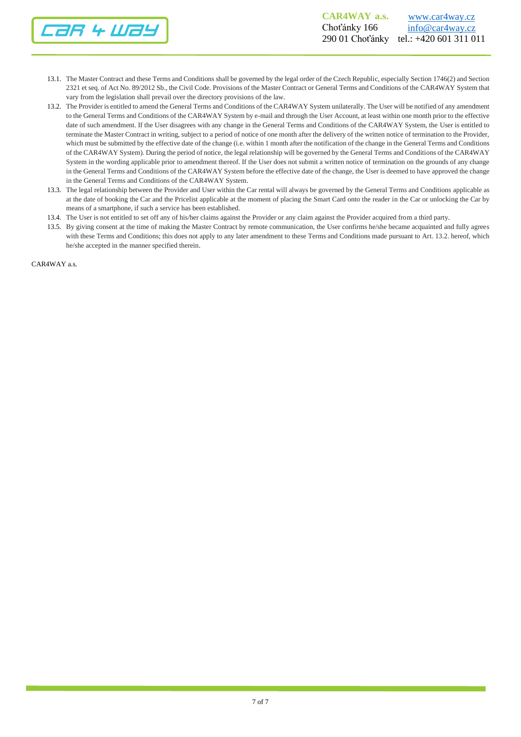13.1. The Master Contract and these Terms and Conditions shall be governed by the legal order of the Czech Republic, especially Section 1746(2) and Section 2321 et seq. of Act No. 89/2012 Sb., the Civil Code. Provisions of the Master Contract or General Terms and Conditions of the CAR4WAY System that vary from the legislation shall prevail over the directory provisions of the law.

13.2. The Provider is entitled to amend the General Terms and Conditions of the CAR4WAY System unilaterally. The User will be notified of any amendment to the General Terms and Conditions of the CAR4WAY System by e-mail and through the User Account, at least within one month prior to the effective date of such amendment. If the User disagrees with any change in the General Terms and Conditions of the CAR4WAY System, the User is entitled to terminate the Master Contract in writing, subject to a period of notice of one month after the delivery of the written notice of termination to the Provider, which must be submitted by the effective date of the change (i.e. within 1 month after the notification of the change in the General Terms and Conditions of the CAR4WAY System). During the period of notice, the legal relationship will be governed by the General Terms and Conditions of the CAR4WAY System in the wording applicable prior to amendment thereof. If the User does not submit a written notice of termination on the grounds of any change in the General Terms and Conditions of the CAR4WAY System before the effective date of the change, the User is deemed to have approved the change in the General Terms and Conditions of the CAR4WAY System.

13.3. The legal relationship between the Provider and User within the Car rental will always be governed by the General Terms and Conditions applicable as at the date of booking the Car and the Pricelist applicable at the moment of placing the Smart Card onto the reader in the Car or unlocking the Car by means of a smartphone, if such a service has been established.

13.4. The User is not entitled to set off any of his/her claims against the Provider or any claim against the Provider acquired from a third party.

13.5. By giving consent at the time of making the Master Contract by remote communication, the User confirms he/she became acquainted and fully agrees with these Terms and Conditions; this does not apply to any later amendment to these Terms and Conditions made pursuant to Art. 13.2. hereof, which he/she accepted in the manner specified therein.

CAR4WAY a.s.